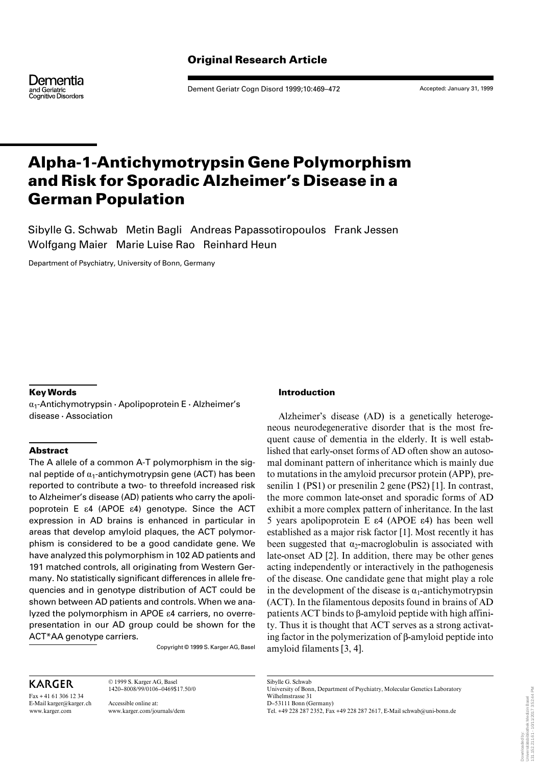Original Research Article

# Alpha-1-Antichymotrypsin Gene Polymorphism and Risk for Sporadic Alzheimer's Disease in a German Population

Sibylle G. Schwab Metin Bagli Andreas Papassotiropoulos Frank Jessen Wolfgang Maier Marie Luise Rao Reinhard Heun

Department of Psychiatry, University of Bonn, Germany

### Key Words

$\alpha_1$-Antichymotrypsin · Apolipoprotein E · Alzheimer's disease · Association

### Abstract

The A allele of a common A-T polymorphism in the signal peptide of $\alpha_1$-antichymotrypsin gene (ACT) has been reported to contribute a two- to threefold increased risk to Alzheimer's disease (AD) patients who carry the apolipoprotein E ε4 (APOE ε4) genotype. Since the ACT expression in AD brains is enhanced in particular in areas that develop amyloid plaques, the ACT polymorphism is considered to be a good candidate gene. We have analyzed this polymorphism in 102 AD patients and 191 matched controls, all originating from Western Germany. No statistically significant differences in allele frequencies and in genotype distribution of ACT could be shown between AD patients and controls. When we analyzed the polymorphism in APOE ε4 carriers, no overrepresentation in our AD group could be shown for the ACT*AA genotype carriers.

Copyright © 1999 S. Karger AG, Basel

### Introduction

Alzheimer's disease (AD) is a genetically heterogeneous neurodegenerative disorder that is the most frequent cause of dementia in the elderly. It is well established that early-onset forms of AD often show an autosomal dominant pattern of inheritance which is mainly due to mutations in the amyloid precursor protein (APP), presenilin 1 (PS1) or presenilin 2 gene (PS2) [1]. In contrast, the more common late-onset and sporadic forms of AD exhibit a more complex pattern of inheritance. In the last 5 years apolipoprotein E ε4 (APOE ε4) has been well established as a major risk factor [1]. Most recently it has been suggested that $\alpha_2$-macroglobulin is associated with late-onset AD [2]. In addition, there may be other genes acting independently or interactively in the pathogenesis of the disease. One candidate gene that might play a role in the development of the disease is $\alpha_1$-antichymotrypsin (ACT). In the filamentous deposits found in brains of AD patients ACT binds to β-amyloid peptide with high affinity. Thus it is thought that ACT serves as a strong activating factor in the polymerization of β-amyloid peptide into amyloid filaments [3, 4].

KARGER

Fax + 41 61 306 12 34
E-Mail karger@karger.ch
www.karger.com

© 1999 S. Karger AG, Basel
1420–8008/99/0106–0469$17.50/0

Accessible online at:
www.karger.com/journals/dem

Sibylle G. Schwab
University of Bonn, Department of Psychiatry, Molecular Genetics Laboratory
Wilhelmstrasse 31
D–53111 Bonn (Germany)
Tel. +49 228 287 2352, Fax +49 228 287 2617, E-Mail schwab@uni-bonn.de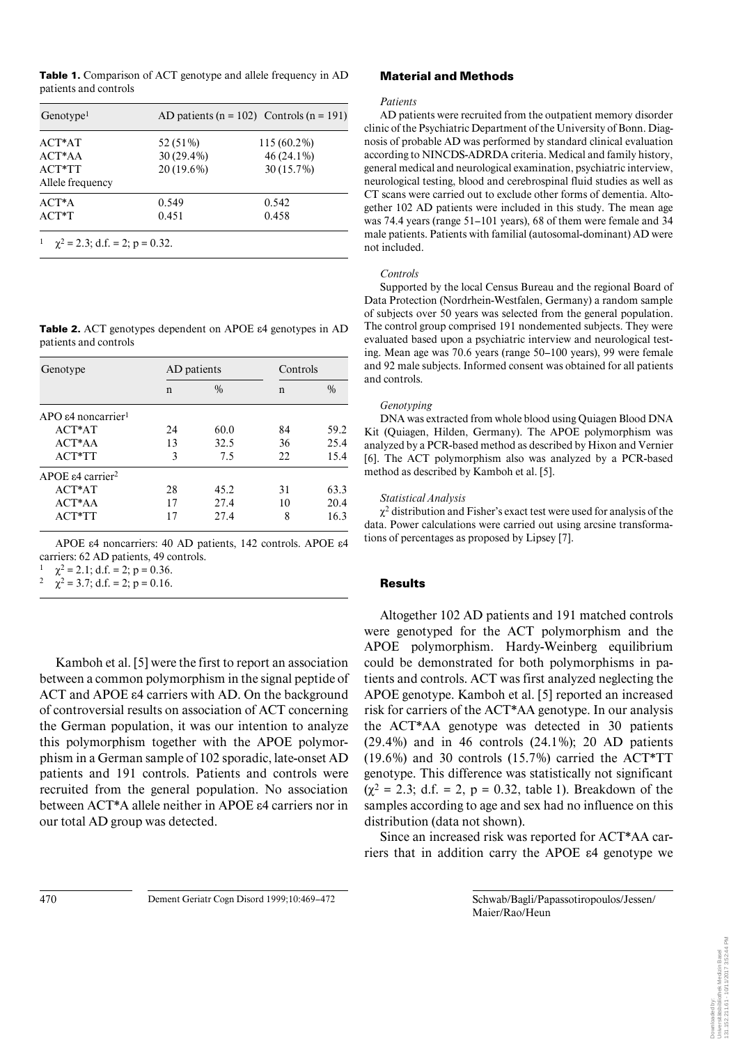**Table 1.** Comparison of ACT genotype and allele frequency in AD patients and controls

| Genotype[1] | AD patients (n = 102) | Controls (n = 191) |
|---|---|---|
| ACT*AT | 52 (51%) | 115 (60.2%) |
| ACT*AA | 30 (29.4%) | 46 (24.1%) |
| ACT*TT | 20 (19.6%) | 30 (15.7%) |
| Allele frequency | | |
| ACT*A | 0.549 | 0.542 |
| ACT*T | 0.451 | 0.458 |

[1] $\chi^2 = 2.3$; d.f. = 2; p = 0.32.

**Table 2.** ACT genotypes dependent on APOE ε4 genotypes in AD patients and controls

| Genotype | AD patients | | Controls | |
|---|---|---|---|---|
| | n | % | n | % |
| APO ε4 noncarrier[1] | | | | |
| ACT*AT | 24 | 60.0 | 84 | 59.2 |
| ACT*AA | 13 | 32.5 | 36 | 25.4 |
| ACT*TT | 3 | 7.5 | 22 | 15.4 |
| APOE ε4 carrier[2] | | | | |
| ACT*AT | 28 | 45.2 | 31 | 63.3 |
| ACT*AA | 17 | 27.4 | 10 | 20.4 |
| ACT*TT | 17 | 27.4 | 8 | 16.3 |

APOE ε4 noncarriers: 40 AD patients, 142 controls. APOE ε4 carriers: 62 AD patients, 49 controls.

[1] $\chi^2 = 2.1$; d.f. = 2; p = 0.36.

[2] $\chi^2 = 3.7$; d.f. = 2; p = 0.16.

Kamboh et al. [5] were the first to report an association between a common polymorphism in the signal peptide of ACT and APOE ε4 carriers with AD. On the background of controversial results on association of ACT concerning the German population, it was our intention to analyze this polymorphism together with the APOE polymorphism in a German sample of 102 sporadic, late-onset AD patients and 191 controls. Patients and controls were recruited from the general population. No association between ACT*A allele neither in APOE ε4 carriers nor in our total AD group was detected.

## Material and Methods

*Patients*

AD patients were recruited from the outpatient memory disorder clinic of the Psychiatric Department of the University of Bonn. Diagnosis of probable AD was performed by standard clinical evaluation according to NINCDS-ADRDA criteria. Medical and family history, general medical and neurological examination, psychiatric interview, neurological testing, blood and cerebrospinal fluid studies as well as CT scans were carried out to exclude other forms of dementia. Altogether 102 AD patients were included in this study. The mean age was 74.4 years (range 51–101 years), 68 of them were female and 34 male patients. Patients with familial (autosomal-dominant) AD were not included.

*Controls*

Supported by the local Census Bureau and the regional Board of Data Protection (Nordrhein-Westfalen, Germany) a random sample of subjects over 50 years was selected from the general population. The control group comprised 191 nondemented subjects. They were evaluated based upon a psychiatric interview and neurological testing. Mean age was 70.6 years (range 50–100 years), 99 were female and 92 male subjects. Informed consent was obtained for all patients and controls.

*Genotyping*

DNA was extracted from whole blood using Quiagen Blood DNA Kit (Quiagen, Hilden, Germany). The APOE polymorphism was analyzed by a PCR-based method as described by Hixon and Vernier [6]. The ACT polymorphism also was analyzed by a PCR-based method as described by Kamboh et al. [5].

*Statistical Analysis*

$\chi^2$ distribution and Fisher's exact test were used for analysis of the data. Power calculations were carried out using arcsine transformations of percentages as proposed by Lipsey [7].

## Results

Altogether 102 AD patients and 191 matched controls were genotyped for the ACT polymorphism and the APOE polymorphism. Hardy-Weinberg equilibrium could be demonstrated for both polymorphisms in patients and controls. ACT was first analyzed neglecting the APOE genotype. Kamboh et al. [5] reported an increased risk for carriers of the ACT*AA genotype. In our analysis the ACT*AA genotype was detected in 30 patients (29.4%) and in 46 controls (24.1%); 20 AD patients (19.6%) and 30 controls (15.7%) carried the ACT*TT genotype. This difference was statistically not significant ($\chi^2 = 2.3$; d.f. = 2, p = 0.32, table 1). Breakdown of the samples according to age and sex had no influence on this distribution (data not shown).

Since an increased risk was reported for ACT*AA carriers that in addition carry the APOE ε4 genotype we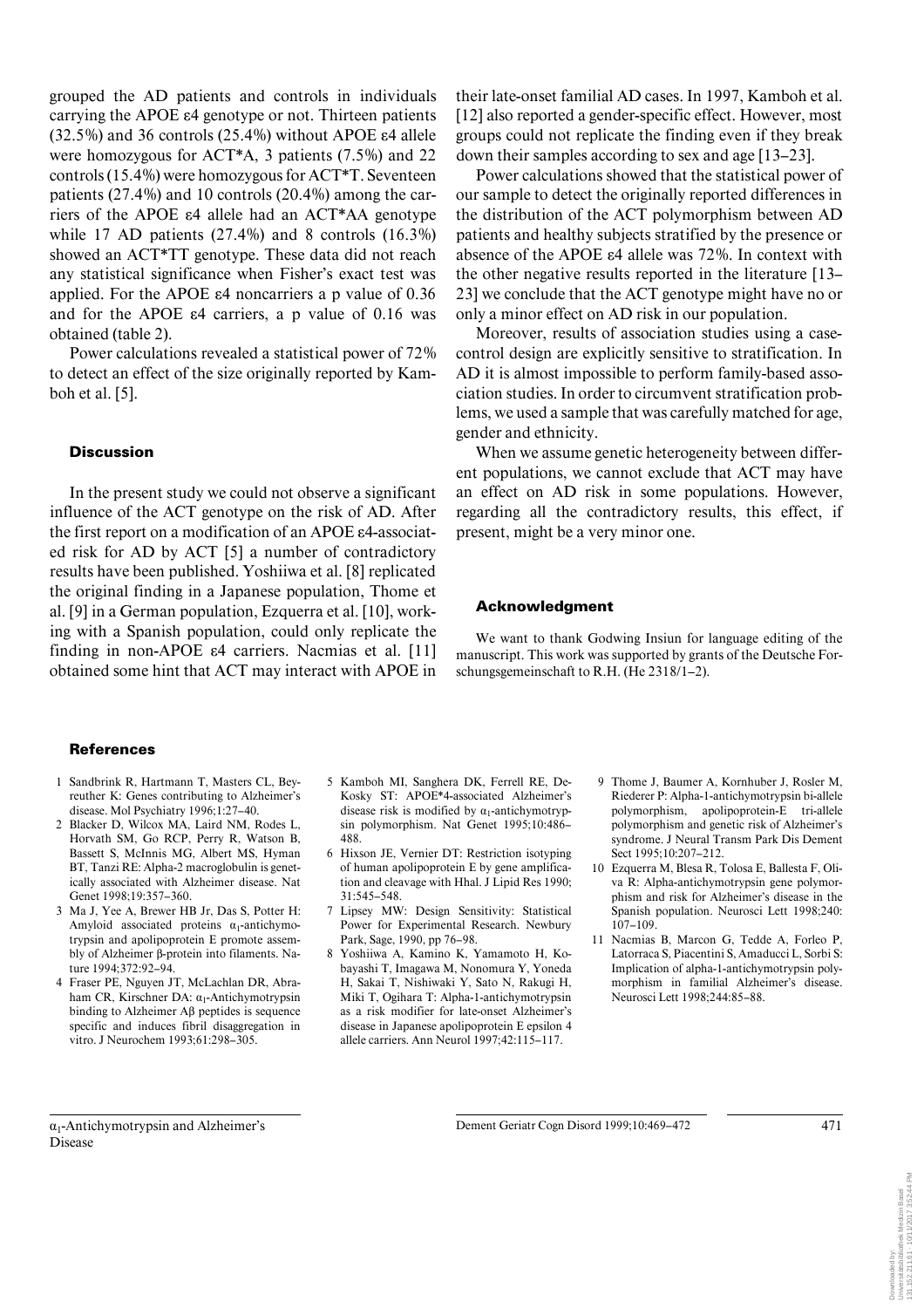grouped the AD patients and controls in individuals carrying the APOE ε4 genotype or not. Thirteen patients (32.5%) and 36 controls (25.4%) without APOE ε4 allele were homozygous for ACT*A, 3 patients (7.5%) and 22 controls (15.4%) were homozygous for ACT*T. Seventeen patients (27.4%) and 10 controls (20.4%) among the carriers of the APOE ε4 allele had an ACT*AA genotype while 17 AD patients (27.4%) and 8 controls (16.3%) showed an ACT*TT genotype. These data did not reach any statistical significance when Fisher's exact test was applied. For the APOE ε4 noncarriers a p value of 0.36 and for the APOE ε4 carriers, a p value of 0.16 was obtained (table 2).

Power calculations revealed a statistical power of 72% to detect an effect of the size originally reported by Kamboh et al. [5].

## Discussion

In the present study we could not observe a significant influence of the ACT genotype on the risk of AD. After the first report on a modification of an APOE ε4-associated risk for AD by ACT [5] a number of contradictory results have been published. Yoshiiwa et al. [8] replicated the original finding in a Japanese population, Thome et al. [9] in a German population, Ezquerra et al. [10], working with a Spanish population, could only replicate the finding in non-APOE ε4 carriers. Nacmias et al. [11] obtained some hint that ACT may interact with APOE in their late-onset familial AD cases. In 1997, Kamboh et al. [12] also reported a gender-specific effect. However, most groups could not replicate the finding even if they break down their samples according to sex and age [13–23].

Power calculations showed that the statistical power of our sample to detect the originally reported differences in the distribution of the ACT polymorphism between AD patients and healthy subjects stratified by the presence or absence of the APOE ε4 allele was 72%. In context with the other negative results reported in the literature [13–23] we conclude that the ACT genotype might have no or only a minor effect on AD risk in our population.

Moreover, results of association studies using a case-control design are explicitly sensitive to stratification. In AD it is almost impossible to perform family-based association studies. In order to circumvent stratification problems, we used a sample that was carefully matched for age, gender and ethnicity.

When we assume genetic heterogeneity between different populations, we cannot exclude that ACT may have an effect on AD risk in some populations. However, regarding all the contradictory results, this effect, if present, might be a very minor one.

## Acknowledgment

We want to thank Godwing Insiun for language editing of the manuscript. This work was supported by grants of the Deutsche Forschungsgemeinschaft to R.H. (He 2318/1–2).

## References

1. Sandbrink R, Hartmann T, Masters CL, Beyreuther K: Genes contributing to Alzheimer's disease. Mol Psychiatry 1996;1:27–40.
2. Blacker D, Wilcox MA, Laird NM, Rodes L, Horvath SM, Go RCP, Perry R, Watson B, Bassett S, McInnis MG, Albert MS, Hyman BT, Tanzi RE: Alpha-2 macroglobulin is genetically associated with Alzheimer disease. Nat Genet 1998;19:357–360.
3. Ma J, Yee A, Brewer HB Jr, Das S, Potter H: Amyloid associated proteins $\alpha_1$-antichymotrypsin and apolipoprotein E promote assembly of Alzheimer β-protein into filaments. Nature 1994;372:92–94.
4. Fraser PE, Nguyen JT, McLachlan DR, Abraham CR, Kirschner DA: $\alpha_1$-Antichymotrypsin binding to Alzheimer Aβ peptides is sequence specific and induces fibril disaggregation in vitro. J Neurochem 1993;61:298–305.
5. Kamboh MI, Sanghera DK, Ferrell RE, DeKosky ST: APOE*4-associated Alzheimer's disease risk is modified by $\alpha_1$-antichymotrypsin polymorphism. Nat Genet 1995;10:486–488.
6. Hixson JE, Vernier DT: Restriction isotyping of human apolipoprotein E by gene amplification and cleavage with HhaI. J Lipid Res 1990; 31:545–548.
7. Lipsey MW: Design Sensitivity: Statistical Power for Experimental Research. Newbury Park, Sage, 1990, pp 76–98.
8. Yoshiiwa A, Kamino K, Yamamoto H, Kobayashi T, Imagawa M, Nonomura Y, Yoneda H, Sakai T, Nishiwaki Y, Sato N, Rakugi H, Miki T, Ogihara T: Alpha-1-antichymotrypsin as a risk modifier for late-onset Alzheimer's disease in Japanese apolipoprotein E epsilon 4 allele carriers. Ann Neurol 1997;42:115–117.
9. Thome J, Baumer A, Kornhuber J, Rosler M, Riederer P: Alpha-1-antichymotrypsin bi-allele polymorphism, apolipoprotein-E tri-allele polymorphism and genetic risk of Alzheimer's syndrome. J Neural Transm Park Dis Dement Sect 1995;10:207–212.
10. Ezquerra M, Blesa R, Tolosa E, Ballesta F, Oliva R: Alpha-antichymotrypsin gene polymorphism and risk for Alzheimer's disease in the Spanish population. Neurosci Lett 1998;240: 107–109.
11. Nacmias B, Marcon G, Tedde A, Forleo P, Latorraca S, Piacentini S, Amaducci L, Sorbi S: Implication of alpha-1-antichymotrypsin polymorphism in familial Alzheimer's disease. Neurosci Lett 1998;244:85–88.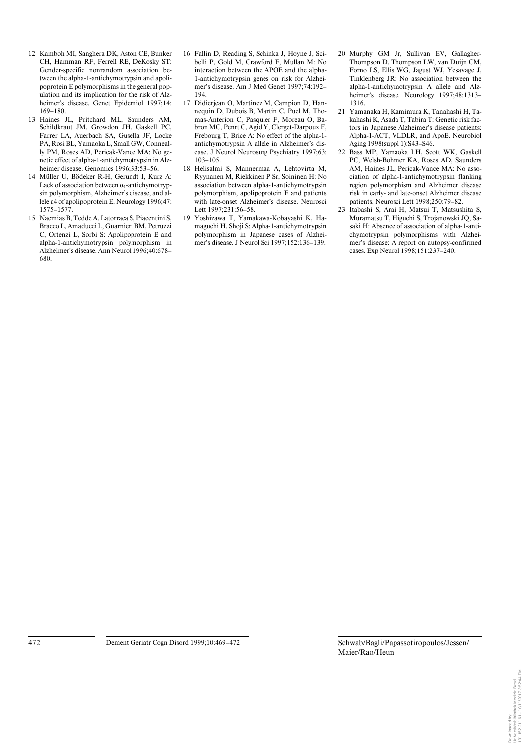12 Kamboh MI, Sanghera DK, Aston CE, Bunker CH, Hamman RF, Ferrell RE, DeKosky ST: Gender-specific nonrandom association between the alpha-1-antichymotrypsin and apolipoprotein E polymorphisms in the general population and its implication for the risk of Alzheimer's disease. Genet Epidemiol 1997;14: 169–180.

13 Haines JL, Pritchard ML, Saunders AM, Schildkraut JM, Growdon JH, Gaskell PC, Farrer LA, Auerbach SA, Gusella JF, Locke PA, Rosi BL, Yamaoka L, Small GW, Conneally PM, Roses AD, Pericak-Vance MA: No genetic effect of alpha-1-antichymotrypsin in Alzheimer disease. Genomics 1996;33:53–56.

14 Müller U, Bödeker R-H, Gerundt I, Kurz A: Lack of association between $\alpha_1$-antichymotrypsin polymorphism, Alzheimer's disease, and allele ε4 of apolipoprotein E. Neurology 1996;47: 1575–1577.

15 Nacmias B, Tedde A, Latorraca S, Piacentini S, Bracco L, Amaducci L, Guarnieri BM, Petruzzi C, Ortenzi L, Sorbi S: Apolipoprotein E and alpha-1-antichymotrypsin polymorphism in Alzheimer's disease. Ann Neurol 1996;40:678–680.

16 Fallin D, Reading S, Schinka J, Hoyne J, Scibelli P, Gold M, Crawford F, Mullan M: No interaction between the APOE and the alpha-1-antichymotrypsin genes on risk for Alzheimer's disease. Am J Med Genet 1997;74:192–194.

17 Didierjean O, Martinez M, Campion D, Hannequin D, Dubois B, Martin C, Puel M, Thomas-Anterion C, Pasquier F, Moreau O, Babron MC, Penrt C, Agid Y, Clerget-Darpoux F, Frebourg T, Brice A: No effect of the alpha-1-antichymotrypsin A allele in Alzheimer's disease. J Neurol Neurosurg Psychiatry 1997;63: 103–105.

18 Helisalmi S, Mannermaa A, Lehtovirta M, Ryynanen M, Riekkinen P Sr, Soininen H: No association between alpha-1-antichymotrypsin polymorphism, apolipoprotein E and patients with late-onset Alzheimer's disease. Neurosci Lett 1997;231:56–58.

19 Yoshizawa T, Yamakawa-Kobayashi K, Hamaguchi H, Shoji S: Alpha-1-antichymotrypsin polymorphism in Japanese cases of Alzheimer's disease. J Neurol Sci 1997;152:136–139.

20 Murphy GM Jr, Sullivan EV, Gallagher-Thompson D, Thompson LW, van Duijn CM, Forno LS, Ellis WG, Jagust WJ, Yesavage J, Tinklenberg JR: No association between the alpha-1-antichymotrypsin A allele and Alzheimer's disease. Neurology 1997;48:1313–1316.

21 Yamanaka H, Kamimura K, Tanahashi H, Takahashi K, Asada T, Tabira T: Genetic risk factors in Japanese Alzheimer's disease patients: Alpha-1-ACT, VLDLR, and ApoE. Neurobiol Aging 1998(suppl 1):S43–S46.

22 Bass MP, Yamaoka LH, Scott WK, Gaskell PC, Welsh-Bohmer KA, Roses AD, Saunders AM, Haines JL, Pericak-Vance MA: No association of alpha-1-antichymotrypsin flanking region polymorphism and Alzheimer disease risk in early- and late-onset Alzheimer disease patients. Neurosci Lett 1998;250:79–82.

23 Itabashi S, Arai H, Matsui T, Matsushita S, Muramatsu T, Higuchi S, Trojanowski JQ, Sasaki H: Absence of association of alpha-1-antichymotrypsin polymorphisms with Alzheimer's disease: A report on autopsy-confirmed cases. Exp Neurol 1998;151:237–240.